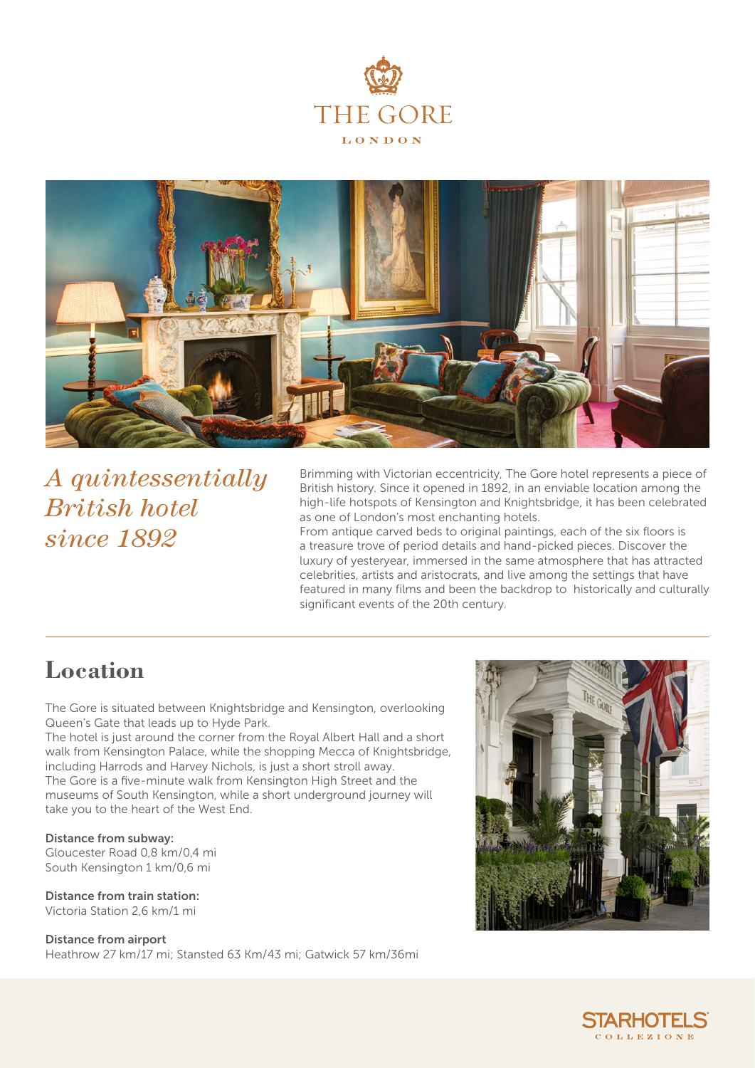# THE GORE

LONDON

## *A quintessentially British hotel since 1892*

Brimming with Victorian eccentricity, The Gore hotel represents a piece of British history. Since it opened in 1892, in an enviable location among the high-life hotspots of Kensington and Knightsbridge, it has been celebrated as one of London's most enchanting hotels.
From antique carved beds to original paintings, each of the six floors is a treasure trove of period details and hand-picked pieces. Discover the luxury of yesteryear, immersed in the same atmosphere that has attracted celebrities, artists and aristocrats, and live among the settings that have featured in many films and been the backdrop to historically and culturally significant events of the 20th century.

## Location

The Gore is situated between Knightsbridge and Kensington, overlooking Queen's Gate that leads up to Hyde Park.
The hotel is just around the corner from the Royal Albert Hall and a short walk from Kensington Palace, while the shopping Mecca of Knightsbridge, including Harrods and Harvey Nichols, is just a short stroll away.
The Gore is a five-minute walk from Kensington High Street and the museums of South Kensington, while a short underground journey will take you to the heart of the West End.

**Distance from subway:**
Gloucester Road 0,8 km/0,4 mi
South Kensington 1 km/0,6 mi

**Distance from train station:**
Victoria Station 2,6 km/1 mi

**Distance from airport**
Heathrow 27 km/17 mi; Stansted 63 Km/43 mi; Gatwick 57 km/36mi

STARHOTELS COLLEZIONE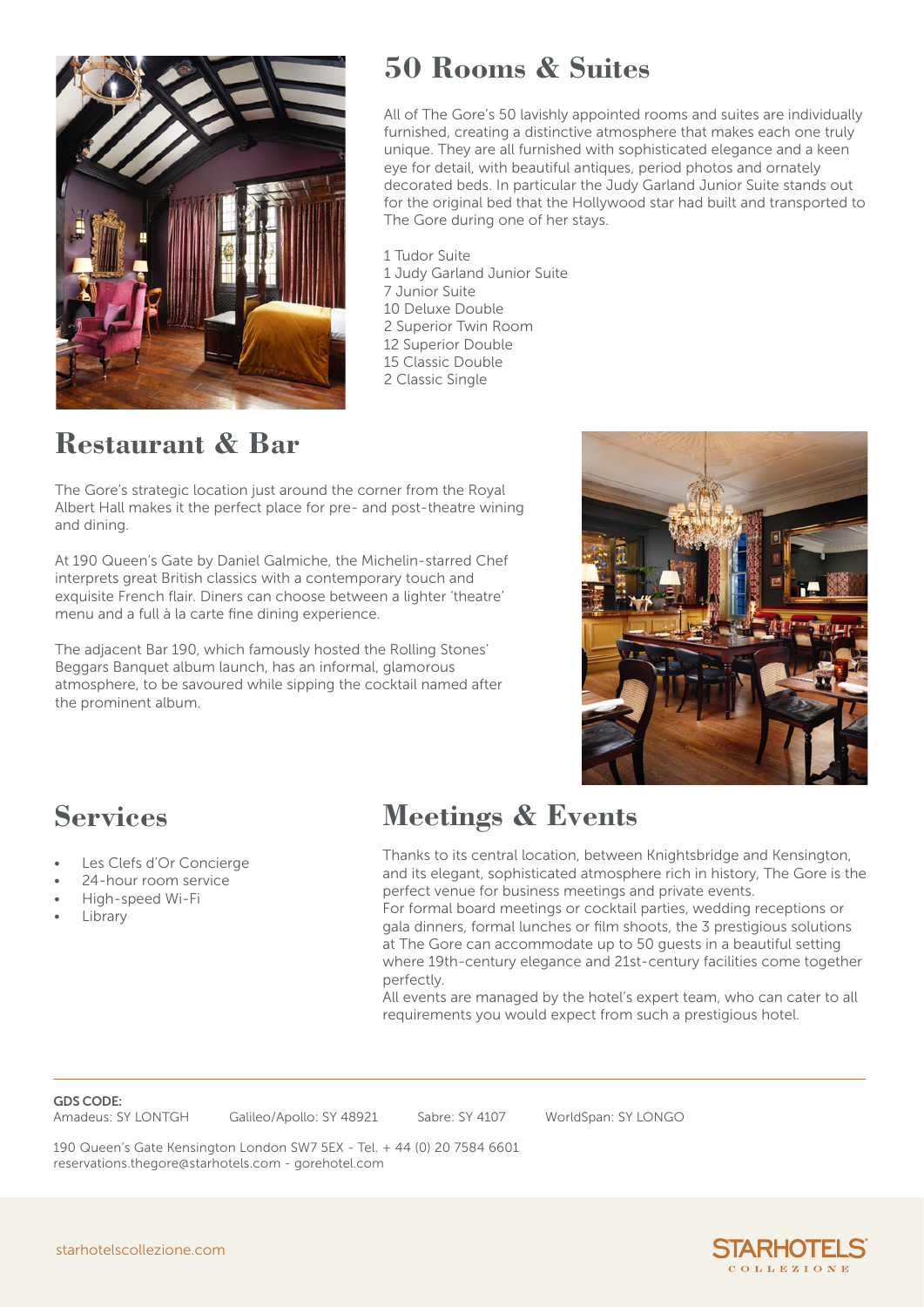## 50 Rooms & Suites

All of The Gore's 50 lavishly appointed rooms and suites are individually furnished, creating a distinctive atmosphere that makes each one truly unique. They are all furnished with sophisticated elegance and a keen eye for detail, with beautiful antiques, period photos and ornately decorated beds. In particular the Judy Garland Junior Suite stands out for the original bed that the Hollywood star had built and transported to The Gore during one of her stays.

1 Tudor Suite
1 Judy Garland Junior Suite
7 Junior Suite
10 Deluxe Double
2 Superior Twin Room
12 Superior Double
15 Classic Double
2 Classic Single

## Restaurant & Bar

The Gore's strategic location just around the corner from the Royal Albert Hall makes it the perfect place for pre- and post-theatre wining and dining.

At 190 Queen's Gate by Daniel Galmiche, the Michelin-starred Chef interprets great British classics with a contemporary touch and exquisite French flair. Diners can choose between a lighter 'theatre' menu and a full à la carte fine dining experience.

The adjacent Bar 190, which famously hosted the Rolling Stones' Beggars Banquet album launch, has an informal, glamorous atmosphere, to be savoured while sipping the cocktail named after the prominent album.

## Services

- Les Clefs d'Or Concierge
- 24-hour room service
- High-speed Wi-Fi
- Library

## Meetings & Events

Thanks to its central location, between Knightsbridge and Kensington, and its elegant, sophisticated atmosphere rich in history, The Gore is the perfect venue for business meetings and private events.
For formal board meetings or cocktail parties, wedding receptions or gala dinners, formal lunches or film shoots, the 3 prestigious solutions at The Gore can accommodate up to 50 guests in a beautiful setting where 19th-century elegance and 21st-century facilities come together perfectly.
All events are managed by the hotel's expert team, who can cater to all requirements you would expect from such a prestigious hotel.

**GDS CODE:**
Amadeus: SY LONTGH Galileo/Apollo: SY 48921 Sabre: SY 4107 WorldSpan: SY LONGO

190 Queen's Gate Kensington London SW7 5EX - Tel. + 44 (0) 20 7584 6601
reservations.thegore@starhotels.com - gorehotel.com

starhotelscollezione.com

STARHOTELS COLLEZIONE